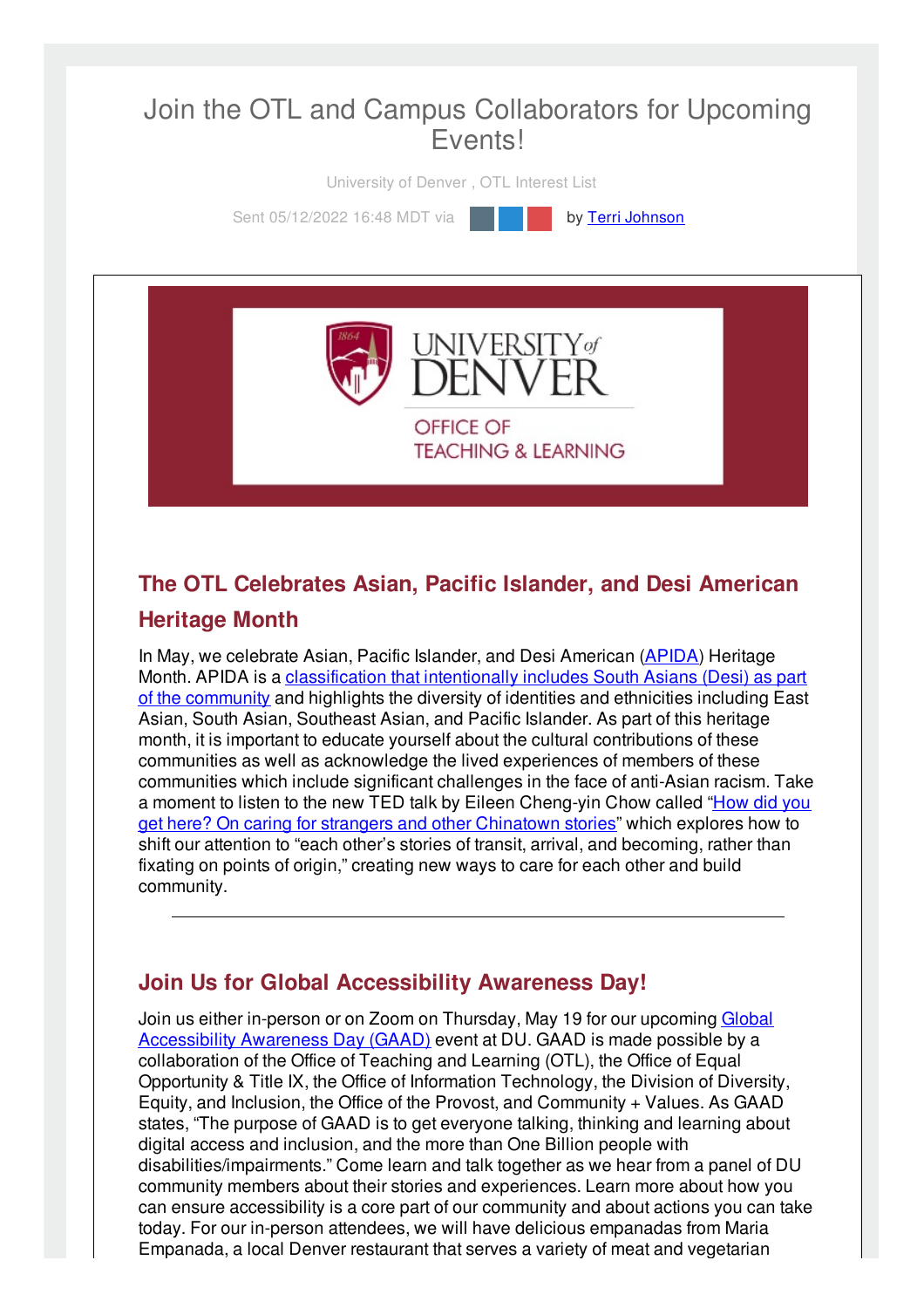# Join the OTL and Campus Collaborators for Upcoming Events!

University of Denver , OTL Interest List

Sent 05/12/2022 16:48 MDT via by Terri Johnson

## The OTL Celebrates Asian, Pacific Islander, and Desi American Heritage Month

In May, we celebrate Asian, Pacific Islander, and Desi American (APIDA) Heritage Month. APIDA is a classification that intentionally includes South Asians (Desi) as part of the community and highlights the diversity of identities and ethnicities including East Asian, South Asian, Southeast Asian, and Pacific Islander. As part of this heritage month, it is important to educate yourself about the cultural contributions of these communities as well as acknowledge the lived experiences of members of these communities which include significant challenges in the face of anti-Asian racism. Take a moment to listen to the new TED talk by Eileen Cheng-yin Chow called "How did you get here? On caring for strangers and other Chinatown stories" which explores how to shift our attention to "each other's stories of transit, arrival, and becoming, rather than fixating on points of origin," creating new ways to care for each other and build community.

---

## Join Us for Global Accessibility Awareness Day!

Join us either in-person or on Zoom on Thursday, May 19 for our upcoming Global Accessibility Awareness Day (GAAD) event at DU. GAAD is made possible by a collaboration of the Office of Teaching and Learning (OTL), the Office of Equal Opportunity & Title IX, the Office of Information Technology, the Division of Diversity, Equity, and Inclusion, the Office of the Provost, and Community + Values. As GAAD states, "The purpose of GAAD is to get everyone talking, thinking and learning about digital access and inclusion, and the more than One Billion people with disabilities/impairments." Come learn and talk together as we hear from a panel of DU community members about their stories and experiences. Learn more about how you can ensure accessibility is a core part of our community and about actions you can take today. For our in-person attendees, we will have delicious empanadas from Maria Empanada, a local Denver restaurant that serves a variety of meat and vegetarian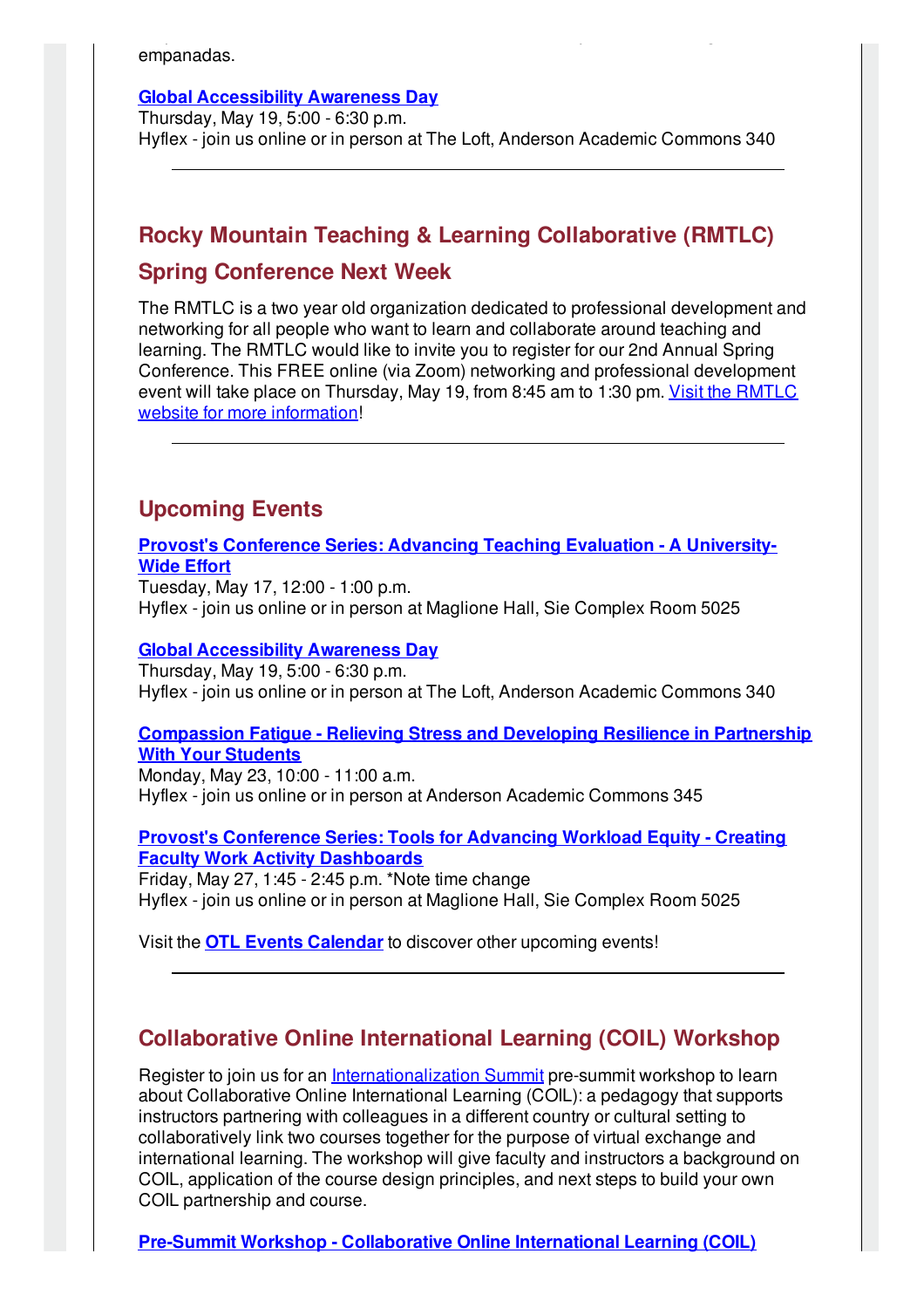empanadas.

**Global Accessibility Awareness Day**
Thursday, May 19, 5:00 - 6:30 p.m.
Hyflex - join us online or in person at The Loft, Anderson Academic Commons 340

---

## Rocky Mountain Teaching & Learning Collaborative (RMTLC) Spring Conference Next Week

The RMTLC is a two year old organization dedicated to professional development and networking for all people who want to learn and collaborate around teaching and learning. The RMTLC would like to invite you to register for our 2nd Annual Spring Conference. This FREE online (via Zoom) networking and professional development event will take place on Thursday, May 19, from 8:45 am to 1:30 pm. Visit the RMTLC website for more information!

---

## Upcoming Events

**Provost's Conference Series: Advancing Teaching Evaluation - A University-Wide Effort**
Tuesday, May 17, 12:00 - 1:00 p.m.
Hyflex - join us online or in person at Maglione Hall, Sie Complex Room 5025

**Global Accessibility Awareness Day**
Thursday, May 19, 5:00 - 6:30 p.m.
Hyflex - join us online or in person at The Loft, Anderson Academic Commons 340

**Compassion Fatigue - Relieving Stress and Developing Resilience in Partnership With Your Students**
Monday, May 23, 10:00 - 11:00 a.m.
Hyflex - join us online or in person at Anderson Academic Commons 345

**Provost's Conference Series: Tools for Advancing Workload Equity - Creating Faculty Work Activity Dashboards**
Friday, May 27, 1:45 - 2:45 p.m. *Note time change
Hyflex - join us online or in person at Maglione Hall, Sie Complex Room 5025

Visit the **OTL Events Calendar** to discover other upcoming events!

---

## Collaborative Online International Learning (COIL) Workshop

Register to join us for an Internationalization Summit pre-summit workshop to learn about Collaborative Online International Learning (COIL): a pedagogy that supports instructors partnering with colleagues in a different country or cultural setting to collaboratively link two courses together for the purpose of virtual exchange and international learning. The workshop will give faculty and instructors a background on COIL, application of the course design principles, and next steps to build your own COIL partnership and course.

**Pre-Summit Workshop - Collaborative Online International Learning (COIL)**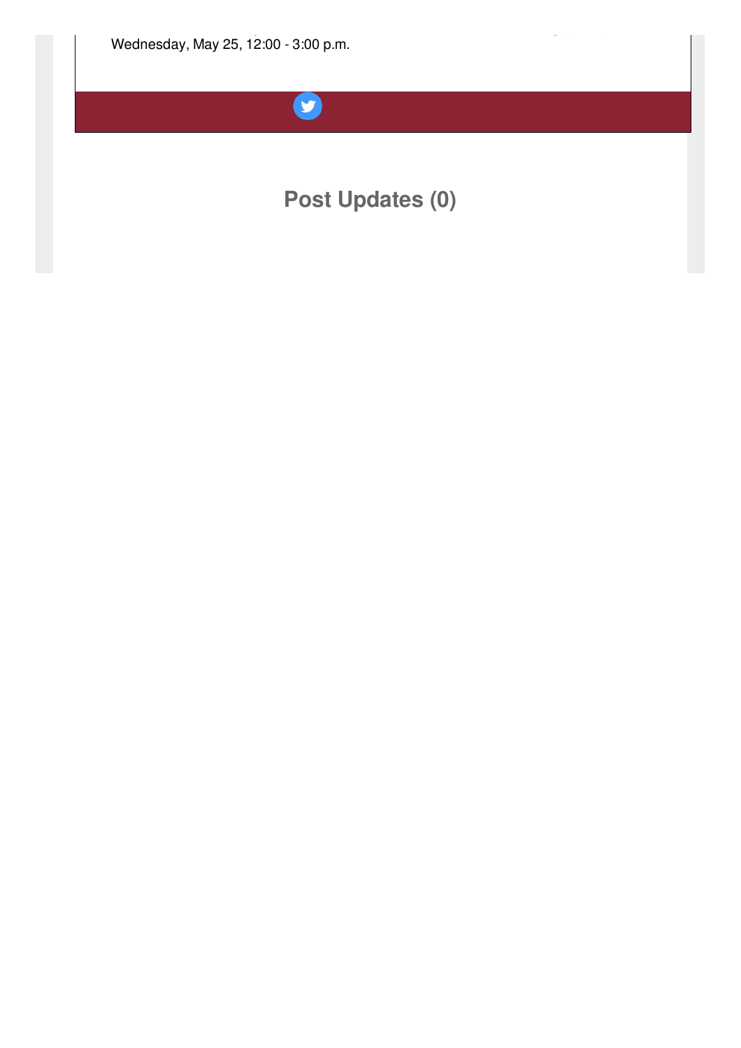Wednesday, May 25, 12:00 - 3:00 p.m.

## Post Updates (0)